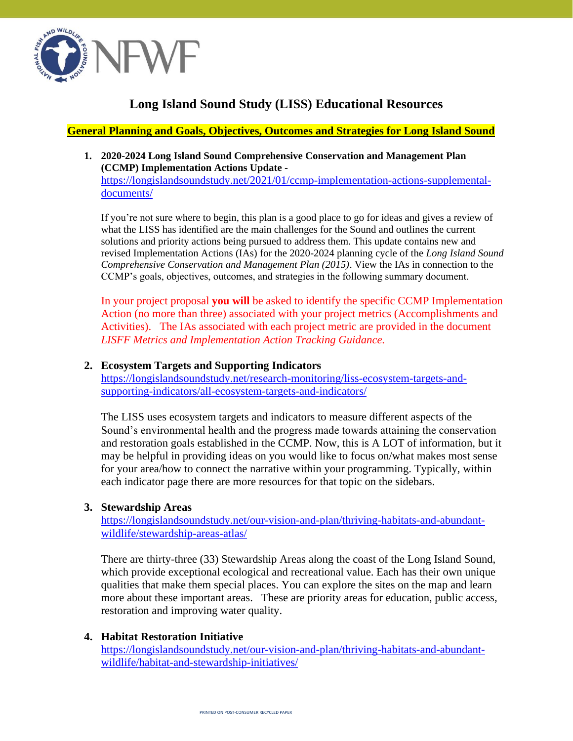# Long Island Sound Study (LISS) Educational Resources

## General Planning and Goals, Objectives, Outcomes and Strategies for Long Island Sound

1. **2020-2024 Long Island Sound Comprehensive Conservation and Management Plan (CCMP) Implementation Actions Update -** https://longislandsoundstudy.net/2021/01/ccmp-implementation-actions-supplemental-documents/

   If you're not sure where to begin, this plan is a good place to go for ideas and gives a review of what the LISS has identified are the main challenges for the Sound and outlines the current solutions and priority actions being pursued to address them. This update contains new and revised Implementation Actions (IAs) for the 2020-2024 planning cycle of the *Long Island Sound Comprehensive Conservation and Management Plan (2015)*. View the IAs in connection to the CCMP's goals, objectives, outcomes, and strategies in the following summary document.

   In your project proposal **you will** be asked to identify the specific CCMP Implementation Action (no more than three) associated with your project metrics (Accomplishments and Activities). The IAs associated with each project metric are provided in the document *LISFF Metrics and Implementation Action Tracking Guidance.*

2. **Ecosystem Targets and Supporting Indicators**
   https://longislandsoundstudy.net/research-monitoring/liss-ecosystem-targets-and-supporting-indicators/all-ecosystem-targets-and-indicators/

   The LISS uses ecosystem targets and indicators to measure different aspects of the Sound's environmental health and the progress made towards attaining the conservation and restoration goals established in the CCMP. Now, this is A LOT of information, but it may be helpful in providing ideas on you would like to focus on/what makes most sense for your area/how to connect the narrative within your programming. Typically, within each indicator page there are more resources for that topic on the sidebars.

3. **Stewardship Areas**
   https://longislandsoundstudy.net/our-vision-and-plan/thriving-habitats-and-abundant-wildlife/stewardship-areas-atlas/

   There are thirty-three (33) Stewardship Areas along the coast of the Long Island Sound, which provide exceptional ecological and recreational value. Each has their own unique qualities that make them special places. You can explore the sites on the map and learn more about these important areas. These are priority areas for education, public access, restoration and improving water quality.

4. **Habitat Restoration Initiative**
   https://longislandsoundstudy.net/our-vision-and-plan/thriving-habitats-and-abundant-wildlife/habitat-and-stewardship-initiatives/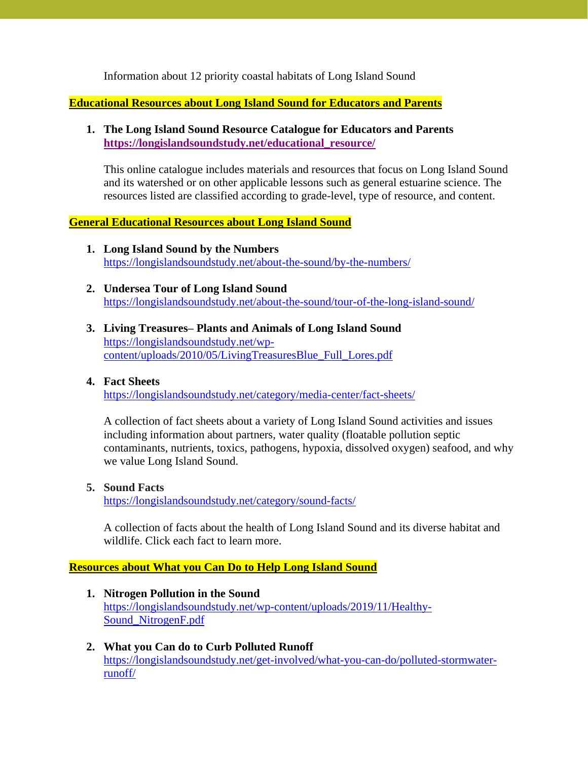Information about 12 priority coastal habitats of Long Island Sound

## Educational Resources about Long Island Sound for Educators and Parents

1. **The Long Island Sound Resource Catalogue for Educators and Parents**
   **https://longislandsoundstudy.net/educational_resource/**

   This online catalogue includes materials and resources that focus on Long Island Sound and its watershed or on other applicable lessons such as general estuarine science. The resources listed are classified according to grade-level, type of resource, and content.

## General Educational Resources about Long Island Sound

1. **Long Island Sound by the Numbers**
   https://longislandsoundstudy.net/about-the-sound/by-the-numbers/

2. **Undersea Tour of Long Island Sound**
   https://longislandsoundstudy.net/about-the-sound/tour-of-the-long-island-sound/

3. **Living Treasures– Plants and Animals of Long Island Sound**
   https://longislandsoundstudy.net/wp-content/uploads/2010/05/LivingTreasuresBlue_Full_Lores.pdf

4. **Fact Sheets**
   https://longislandsoundstudy.net/category/media-center/fact-sheets/

   A collection of fact sheets about a variety of Long Island Sound activities and issues including information about partners, water quality (floatable pollution septic contaminants, nutrients, toxics, pathogens, hypoxia, dissolved oxygen) seafood, and why we value Long Island Sound.

5. **Sound Facts**
   https://longislandsoundstudy.net/category/sound-facts/

   A collection of facts about the health of Long Island Sound and its diverse habitat and wildlife. Click each fact to learn more.

## Resources about What you Can Do to Help Long Island Sound

1. **Nitrogen Pollution in the Sound**
   https://longislandsoundstudy.net/wp-content/uploads/2019/11/Healthy-Sound_NitrogenF.pdf

2. **What you Can do to Curb Polluted Runoff**
   https://longislandsoundstudy.net/get-involved/what-you-can-do/polluted-stormwater-runoff/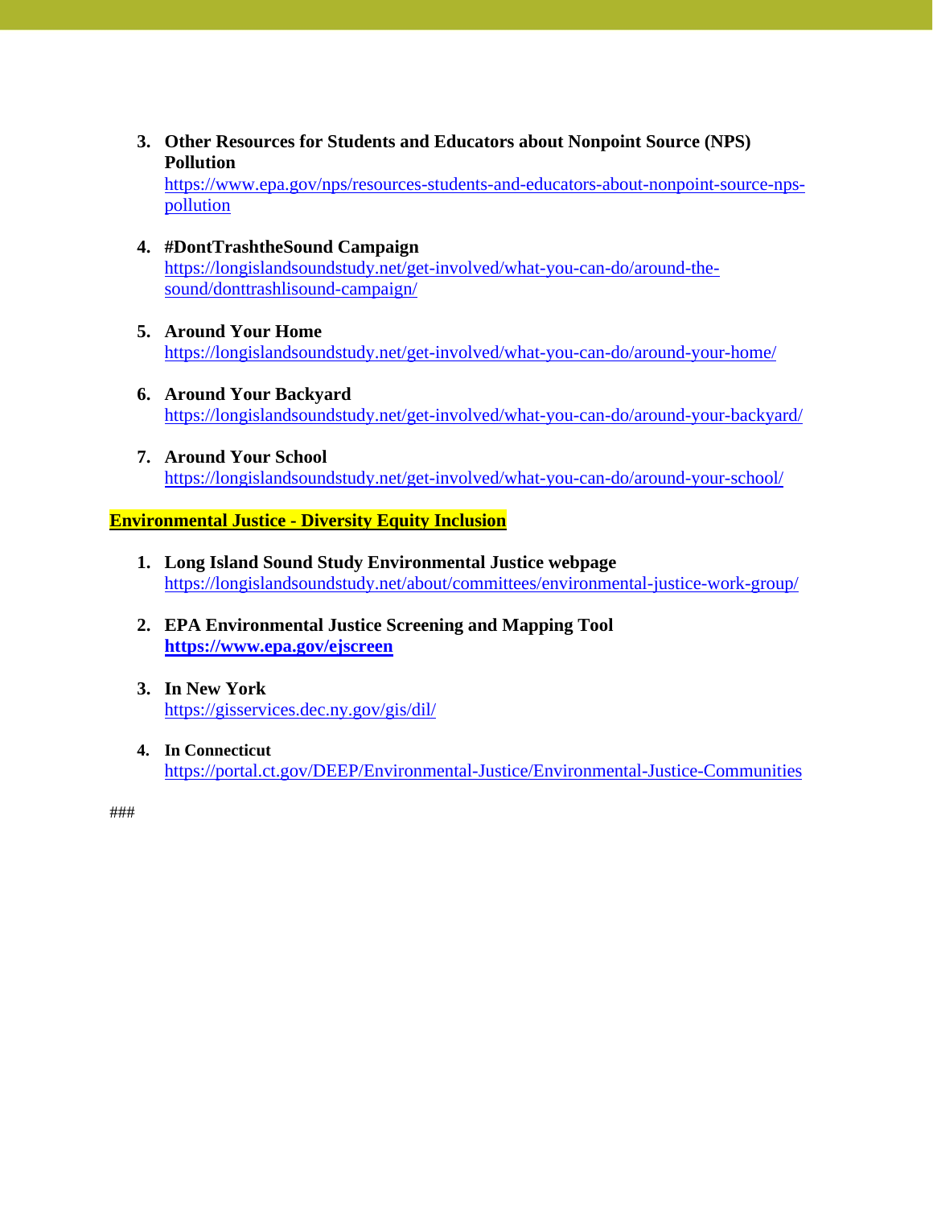3. **Other Resources for Students and Educators about Nonpoint Source (NPS) Pollution**
   https://www.epa.gov/nps/resources-students-and-educators-about-nonpoint-source-nps-pollution

4. **#DontTrashtheSound Campaign**
   https://longislandsoundstudy.net/get-involved/what-you-can-do/around-the-sound/donttrashlisound-campaign/

5. **Around Your Home**
   https://longislandsoundstudy.net/get-involved/what-you-can-do/around-your-home/

6. **Around Your Backyard**
   https://longislandsoundstudy.net/get-involved/what-you-can-do/around-your-backyard/

7. **Around Your School**
   https://longislandsoundstudy.net/get-involved/what-you-can-do/around-your-school/

**Environmental Justice - Diversity Equity Inclusion**

1. **Long Island Sound Study Environmental Justice webpage**
   https://longislandsoundstudy.net/about/committees/environmental-justice-work-group/

2. **EPA Environmental Justice Screening and Mapping Tool**
   **https://www.epa.gov/ejscreen**

3. **In New York**
   https://gisservices.dec.ny.gov/gis/dil/

4. **In Connecticut**
   https://portal.ct.gov/DEEP/Environmental-Justice/Environmental-Justice-Communities

###